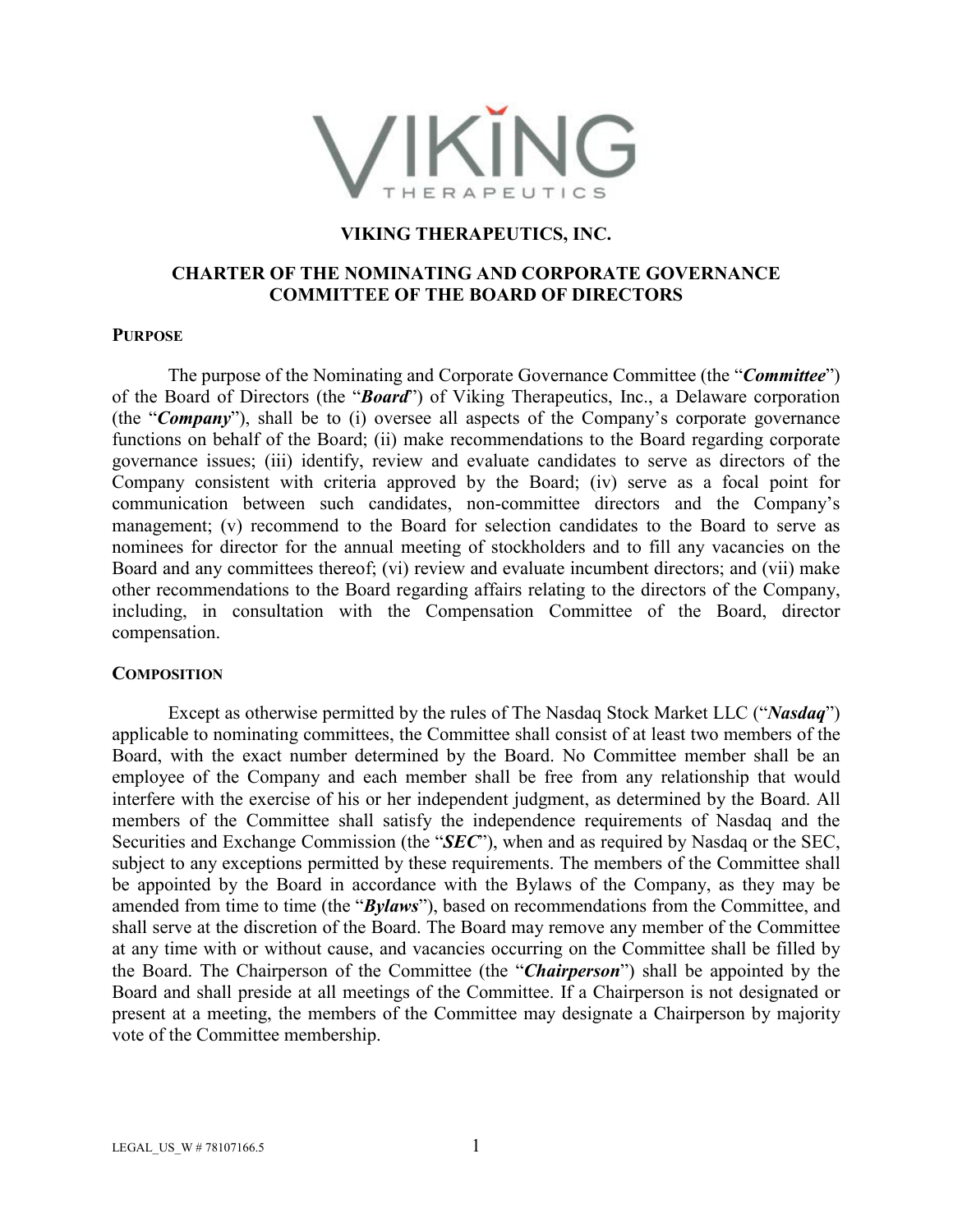# VIKING THERAPEUTICS, INC.

## CHARTER OF THE NOMINATING AND CORPORATE GOVERNANCE COMMITTEE OF THE BOARD OF DIRECTORS

### PURPOSE

The purpose of the Nominating and Corporate Governance Committee (the "***Committee***") of the Board of Directors (the "***Board***") of Viking Therapeutics, Inc., a Delaware corporation (the "***Company***"), shall be to (i) oversee all aspects of the Company's corporate governance functions on behalf of the Board; (ii) make recommendations to the Board regarding corporate governance issues; (iii) identify, review and evaluate candidates to serve as directors of the Company consistent with criteria approved by the Board; (iv) serve as a focal point for communication between such candidates, non-committee directors and the Company's management; (v) recommend to the Board for selection candidates to the Board to serve as nominees for director for the annual meeting of stockholders and to fill any vacancies on the Board and any committees thereof; (vi) review and evaluate incumbent directors; and (vii) make other recommendations to the Board regarding affairs relating to the directors of the Company, including, in consultation with the Compensation Committee of the Board, director compensation.

### COMPOSITION

Except as otherwise permitted by the rules of The Nasdaq Stock Market LLC ("***Nasdaq***") applicable to nominating committees, the Committee shall consist of at least two members of the Board, with the exact number determined by the Board. No Committee member shall be an employee of the Company and each member shall be free from any relationship that would interfere with the exercise of his or her independent judgment, as determined by the Board. All members of the Committee shall satisfy the independence requirements of Nasdaq and the Securities and Exchange Commission (the "***SEC***"), when and as required by Nasdaq or the SEC, subject to any exceptions permitted by these requirements. The members of the Committee shall be appointed by the Board in accordance with the Bylaws of the Company, as they may be amended from time to time (the "***Bylaws***"), based on recommendations from the Committee, and shall serve at the discretion of the Board. The Board may remove any member of the Committee at any time with or without cause, and vacancies occurring on the Committee shall be filled by the Board. The Chairperson of the Committee (the "***Chairperson***") shall be appointed by the Board and shall preside at all meetings of the Committee. If a Chairperson is not designated or present at a meeting, the members of the Committee may designate a Chairperson by majority vote of the Committee membership.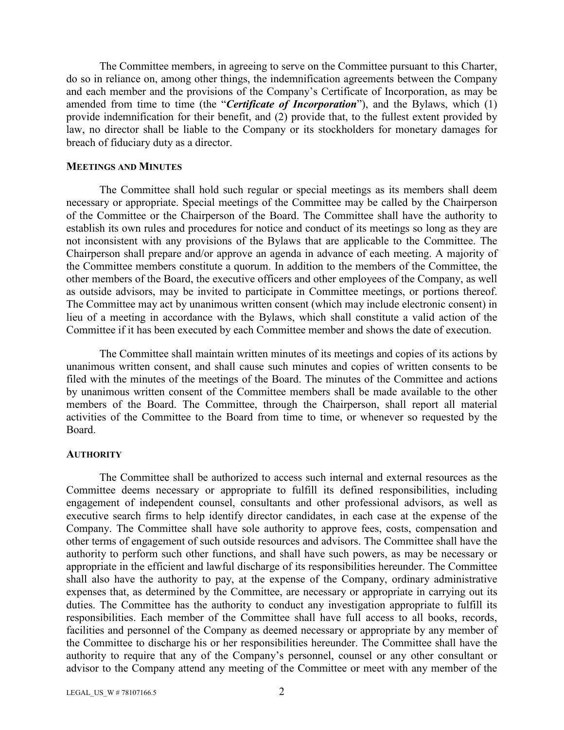The Committee members, in agreeing to serve on the Committee pursuant to this Charter, do so in reliance on, among other things, the indemnification agreements between the Company and each member and the provisions of the Company's Certificate of Incorporation, as may be amended from time to time (the "***Certificate of Incorporation***"), and the Bylaws, which (1) provide indemnification for their benefit, and (2) provide that, to the fullest extent provided by law, no director shall be liable to the Company or its stockholders for monetary damages for breach of fiduciary duty as a director.

**MEETINGS AND MINUTES**

The Committee shall hold such regular or special meetings as its members shall deem necessary or appropriate. Special meetings of the Committee may be called by the Chairperson of the Committee or the Chairperson of the Board. The Committee shall have the authority to establish its own rules and procedures for notice and conduct of its meetings so long as they are not inconsistent with any provisions of the Bylaws that are applicable to the Committee. The Chairperson shall prepare and/or approve an agenda in advance of each meeting. A majority of the Committee members constitute a quorum. In addition to the members of the Committee, the other members of the Board, the executive officers and other employees of the Company, as well as outside advisors, may be invited to participate in Committee meetings, or portions thereof. The Committee may act by unanimous written consent (which may include electronic consent) in lieu of a meeting in accordance with the Bylaws, which shall constitute a valid action of the Committee if it has been executed by each Committee member and shows the date of execution.

The Committee shall maintain written minutes of its meetings and copies of its actions by unanimous written consent, and shall cause such minutes and copies of written consents to be filed with the minutes of the meetings of the Board. The minutes of the Committee and actions by unanimous written consent of the Committee members shall be made available to the other members of the Board. The Committee, through the Chairperson, shall report all material activities of the Committee to the Board from time to time, or whenever so requested by the Board.

**AUTHORITY**

The Committee shall be authorized to access such internal and external resources as the Committee deems necessary or appropriate to fulfill its defined responsibilities, including engagement of independent counsel, consultants and other professional advisors, as well as executive search firms to help identify director candidates, in each case at the expense of the Company. The Committee shall have sole authority to approve fees, costs, compensation and other terms of engagement of such outside resources and advisors. The Committee shall have the authority to perform such other functions, and shall have such powers, as may be necessary or appropriate in the efficient and lawful discharge of its responsibilities hereunder. The Committee shall also have the authority to pay, at the expense of the Company, ordinary administrative expenses that, as determined by the Committee, are necessary or appropriate in carrying out its duties. The Committee has the authority to conduct any investigation appropriate to fulfill its responsibilities. Each member of the Committee shall have full access to all books, records, facilities and personnel of the Company as deemed necessary or appropriate by any member of the Committee to discharge his or her responsibilities hereunder. The Committee shall have the authority to require that any of the Company's personnel, counsel or any other consultant or advisor to the Company attend any meeting of the Committee or meet with any member of the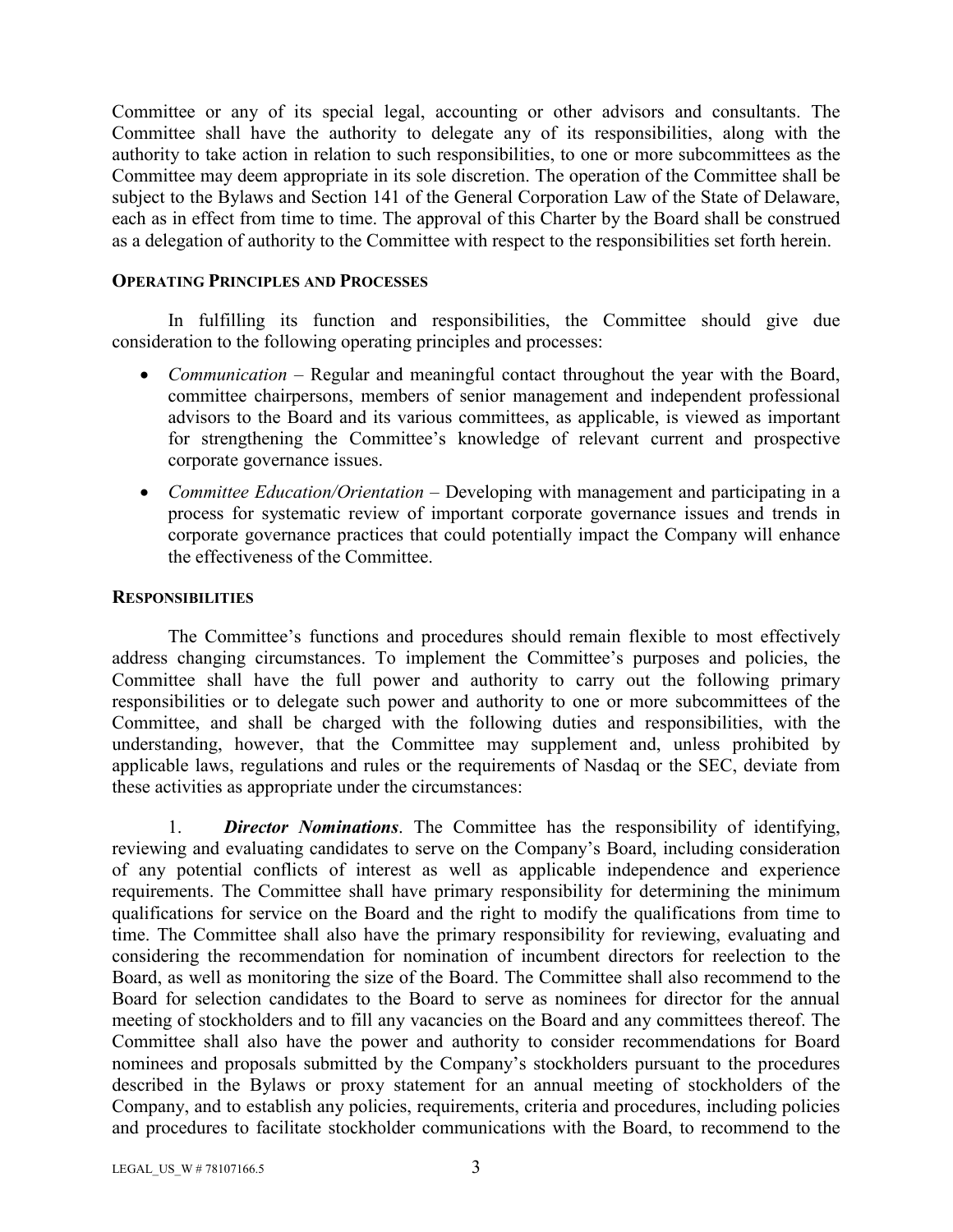Committee or any of its special legal, accounting or other advisors and consultants. The Committee shall have the authority to delegate any of its responsibilities, along with the authority to take action in relation to such responsibilities, to one or more subcommittees as the Committee may deem appropriate in its sole discretion. The operation of the Committee shall be subject to the Bylaws and Section 141 of the General Corporation Law of the State of Delaware, each as in effect from time to time. The approval of this Charter by the Board shall be construed as a delegation of authority to the Committee with respect to the responsibilities set forth herein.

**OPERATING PRINCIPLES AND PROCESSES**

In fulfilling its function and responsibilities, the Committee should give due consideration to the following operating principles and processes:

- *Communication* – Regular and meaningful contact throughout the year with the Board, committee chairpersons, members of senior management and independent professional advisors to the Board and its various committees, as applicable, is viewed as important for strengthening the Committee's knowledge of relevant current and prospective corporate governance issues.
- *Committee Education/Orientation* – Developing with management and participating in a process for systematic review of important corporate governance issues and trends in corporate governance practices that could potentially impact the Company will enhance the effectiveness of the Committee.

**RESPONSIBILITIES**

The Committee's functions and procedures should remain flexible to most effectively address changing circumstances. To implement the Committee's purposes and policies, the Committee shall have the full power and authority to carry out the following primary responsibilities or to delegate such power and authority to one or more subcommittees of the Committee, and shall be charged with the following duties and responsibilities, with the understanding, however, that the Committee may supplement and, unless prohibited by applicable laws, regulations and rules or the requirements of Nasdaq or the SEC, deviate from these activities as appropriate under the circumstances:

1. ***Director Nominations***. The Committee has the responsibility of identifying, reviewing and evaluating candidates to serve on the Company's Board, including consideration of any potential conflicts of interest as well as applicable independence and experience requirements. The Committee shall have primary responsibility for determining the minimum qualifications for service on the Board and the right to modify the qualifications from time to time. The Committee shall also have the primary responsibility for reviewing, evaluating and considering the recommendation for nomination of incumbent directors for reelection to the Board, as well as monitoring the size of the Board. The Committee shall also recommend to the Board for selection candidates to the Board to serve as nominees for director for the annual meeting of stockholders and to fill any vacancies on the Board and any committees thereof. The Committee shall also have the power and authority to consider recommendations for Board nominees and proposals submitted by the Company's stockholders pursuant to the procedures described in the Bylaws or proxy statement for an annual meeting of stockholders of the Company, and to establish any policies, requirements, criteria and procedures, including policies and procedures to facilitate stockholder communications with the Board, to recommend to the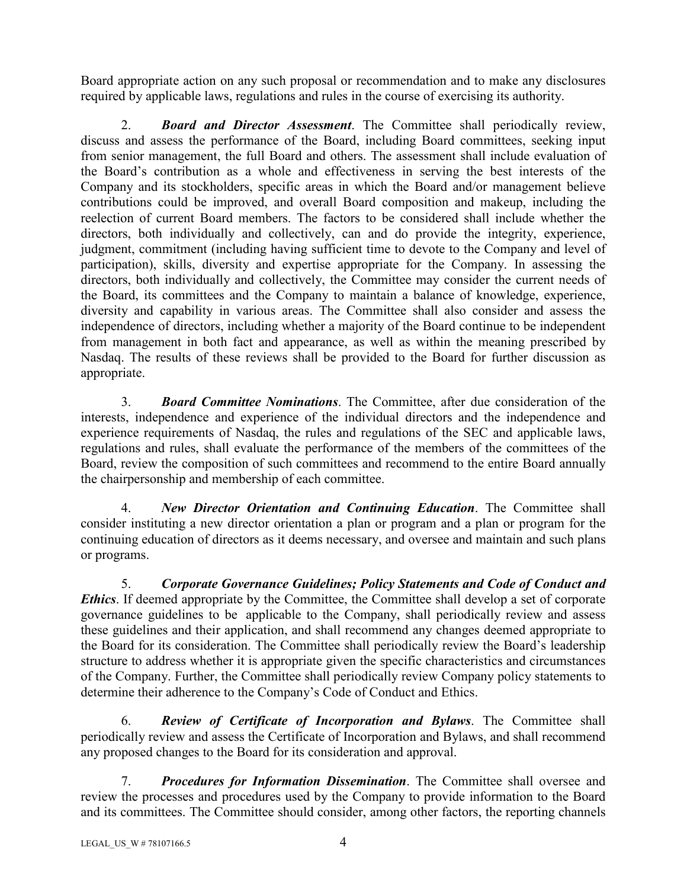Board appropriate action on any such proposal or recommendation and to make any disclosures required by applicable laws, regulations and rules in the course of exercising its authority.

2. ***Board and Director Assessment***. The Committee shall periodically review, discuss and assess the performance of the Board, including Board committees, seeking input from senior management, the full Board and others. The assessment shall include evaluation of the Board's contribution as a whole and effectiveness in serving the best interests of the Company and its stockholders, specific areas in which the Board and/or management believe contributions could be improved, and overall Board composition and makeup, including the reelection of current Board members. The factors to be considered shall include whether the directors, both individually and collectively, can and do provide the integrity, experience, judgment, commitment (including having sufficient time to devote to the Company and level of participation), skills, diversity and expertise appropriate for the Company. In assessing the directors, both individually and collectively, the Committee may consider the current needs of the Board, its committees and the Company to maintain a balance of knowledge, experience, diversity and capability in various areas. The Committee shall also consider and assess the independence of directors, including whether a majority of the Board continue to be independent from management in both fact and appearance, as well as within the meaning prescribed by Nasdaq. The results of these reviews shall be provided to the Board for further discussion as appropriate.

3. ***Board Committee Nominations***. The Committee, after due consideration of the interests, independence and experience of the individual directors and the independence and experience requirements of Nasdaq, the rules and regulations of the SEC and applicable laws, regulations and rules, shall evaluate the performance of the members of the committees of the Board, review the composition of such committees and recommend to the entire Board annually the chairpersonship and membership of each committee.

4. ***New Director Orientation and Continuing Education***. The Committee shall consider instituting a new director orientation a plan or program and a plan or program for the continuing education of directors as it deems necessary, and oversee and maintain and such plans or programs.

5. ***Corporate Governance Guidelines; Policy Statements and Code of Conduct and Ethics***. If deemed appropriate by the Committee, the Committee shall develop a set of corporate governance guidelines to be applicable to the Company, shall periodically review and assess these guidelines and their application, and shall recommend any changes deemed appropriate to the Board for its consideration. The Committee shall periodically review the Board's leadership structure to address whether it is appropriate given the specific characteristics and circumstances of the Company. Further, the Committee shall periodically review Company policy statements to determine their adherence to the Company's Code of Conduct and Ethics.

6. ***Review of Certificate of Incorporation and Bylaws***. The Committee shall periodically review and assess the Certificate of Incorporation and Bylaws, and shall recommend any proposed changes to the Board for its consideration and approval.

7. ***Procedures for Information Dissemination***. The Committee shall oversee and review the processes and procedures used by the Company to provide information to the Board and its committees. The Committee should consider, among other factors, the reporting channels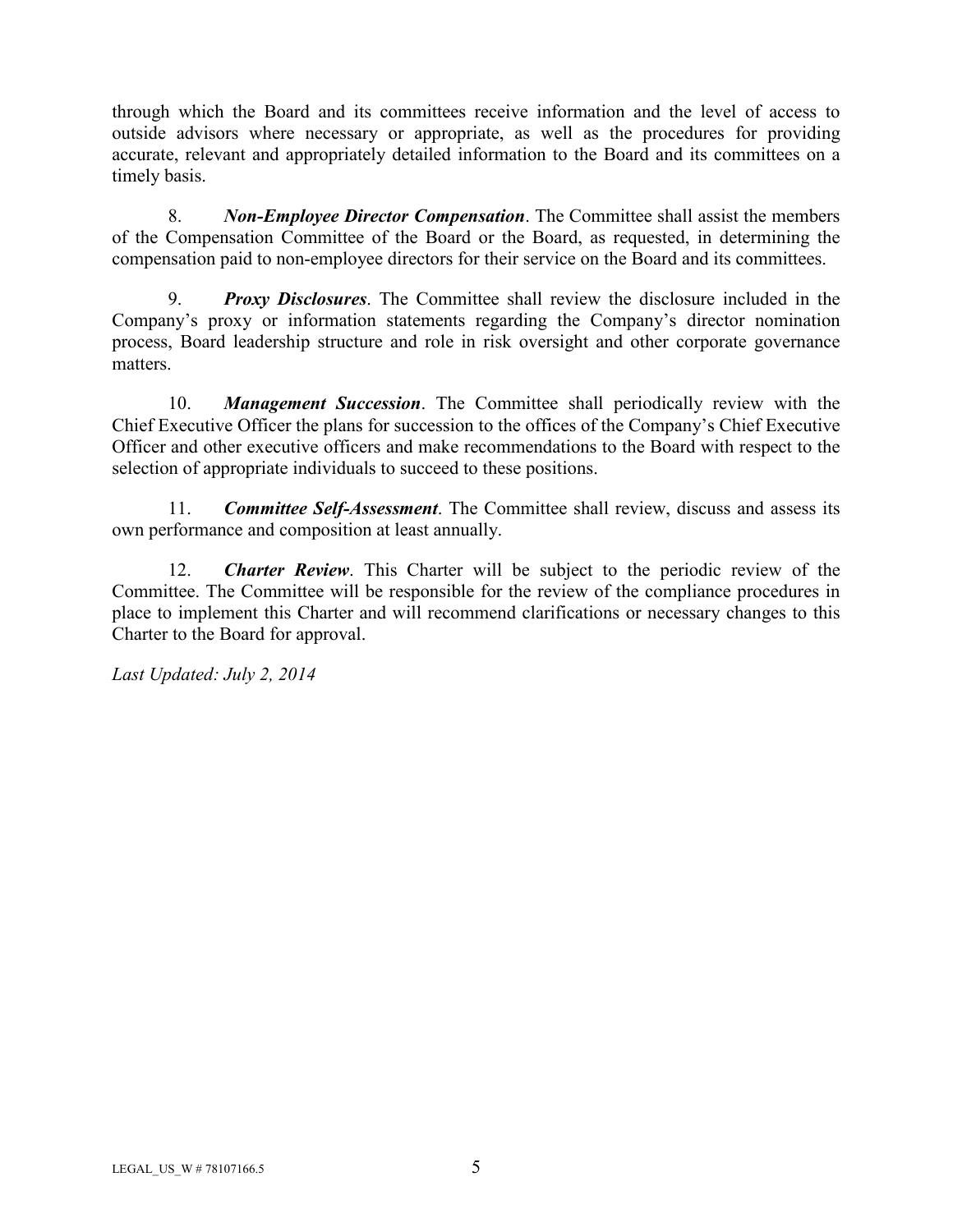through which the Board and its committees receive information and the level of access to outside advisors where necessary or appropriate, as well as the procedures for providing accurate, relevant and appropriately detailed information to the Board and its committees on a timely basis.

8. ***Non-Employee Director Compensation***. The Committee shall assist the members of the Compensation Committee of the Board or the Board, as requested, in determining the compensation paid to non-employee directors for their service on the Board and its committees.

9. ***Proxy Disclosures***. The Committee shall review the disclosure included in the Company's proxy or information statements regarding the Company's director nomination process, Board leadership structure and role in risk oversight and other corporate governance matters.

10. ***Management Succession***. The Committee shall periodically review with the Chief Executive Officer the plans for succession to the offices of the Company's Chief Executive Officer and other executive officers and make recommendations to the Board with respect to the selection of appropriate individuals to succeed to these positions.

11. ***Committee Self-Assessment***. The Committee shall review, discuss and assess its own performance and composition at least annually.

12. ***Charter Review***. This Charter will be subject to the periodic review of the Committee. The Committee will be responsible for the review of the compliance procedures in place to implement this Charter and will recommend clarifications or necessary changes to this Charter to the Board for approval.

*Last Updated: July 2, 2014*

LEGAL_US_W # 78107166.5